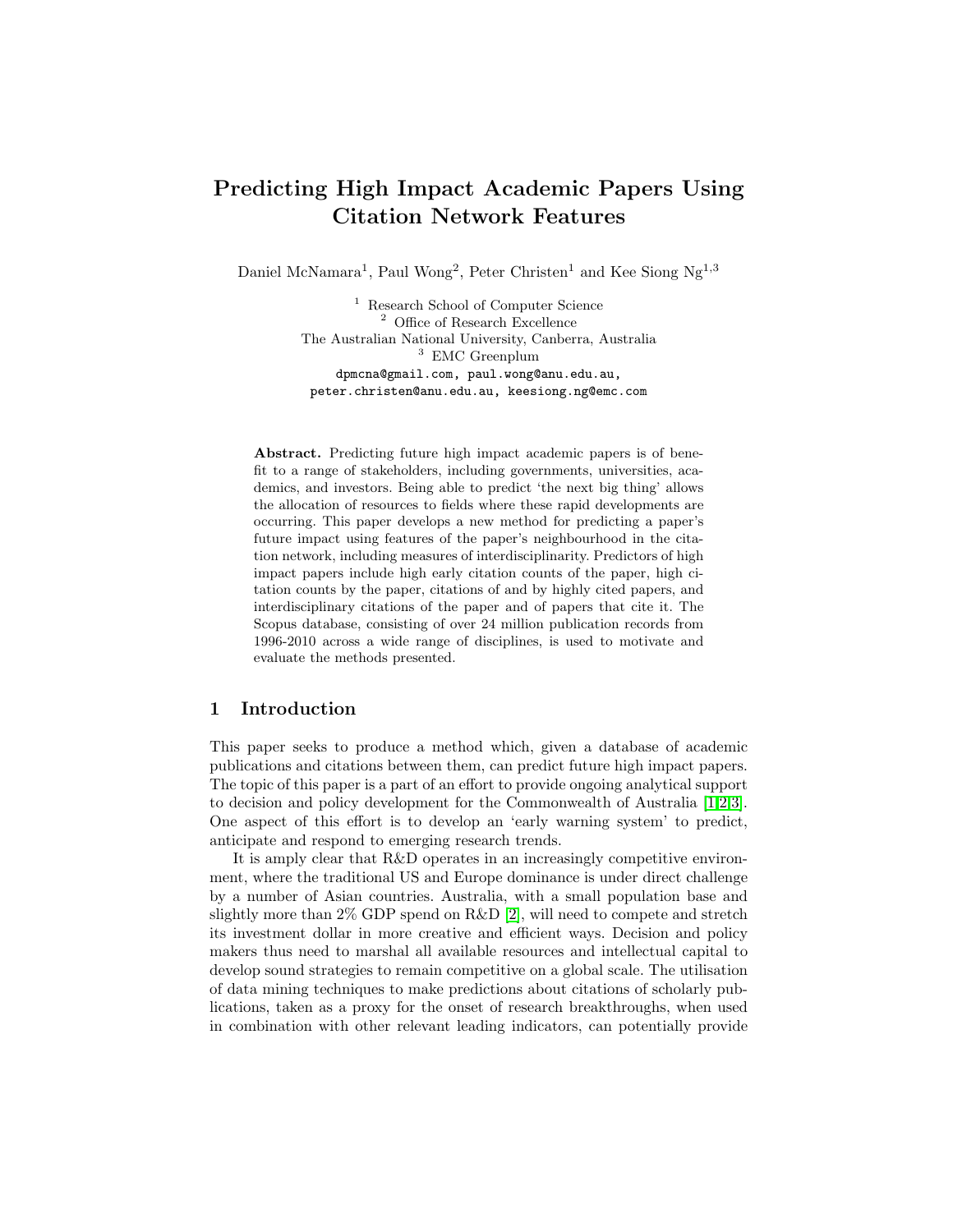# Predicting High Impact Academic Papers Using Citation Network Features

Daniel McNamara[1], Paul Wong[2], Peter Christen[1] and Kee Siong Ng[1,3]

[1] Research School of Computer Science
[2] Office of Research Excellence
The Australian National University, Canberra, Australia
[3] EMC Greenplum
dpmcna@gmail.com, paul.wong@anu.edu.au,
peter.christen@anu.edu.au, keesiong.ng@emc.com

**Abstract.** Predicting future high impact academic papers is of benefit to a range of stakeholders, including governments, universities, academics, and investors. Being able to predict 'the next big thing' allows the allocation of resources to fields where these rapid developments are occurring. This paper develops a new method for predicting a paper's future impact using features of the paper's neighbourhood in the citation network, including measures of interdisciplinarity. Predictors of high impact papers include high early citation counts of the paper, high citation counts by the paper, citations of and by highly cited papers, and interdisciplinary citations of the paper and of papers that cite it. The Scopus database, consisting of over 24 million publication records from 1996-2010 across a wide range of disciplines, is used to motivate and evaluate the methods presented.

## 1 Introduction

This paper seeks to produce a method which, given a database of academic publications and citations between them, can predict future high impact papers. The topic of this paper is a part of an effort to provide ongoing analytical support to decision and policy development for the Commonwealth of Australia [1,2,3]. One aspect of this effort is to develop an 'early warning system' to predict, anticipate and respond to emerging research trends.

It is amply clear that R&D operates in an increasingly competitive environment, where the traditional US and Europe dominance is under direct challenge by a number of Asian countries. Australia, with a small population base and slightly more than 2% GDP spend on R&D [2], will need to compete and stretch its investment dollar in more creative and efficient ways. Decision and policy makers thus need to marshal all available resources and intellectual capital to develop sound strategies to remain competitive on a global scale. The utilisation of data mining techniques to make predictions about citations of scholarly publications, taken as a proxy for the onset of research breakthroughs, when used in combination with other relevant leading indicators, can potentially provide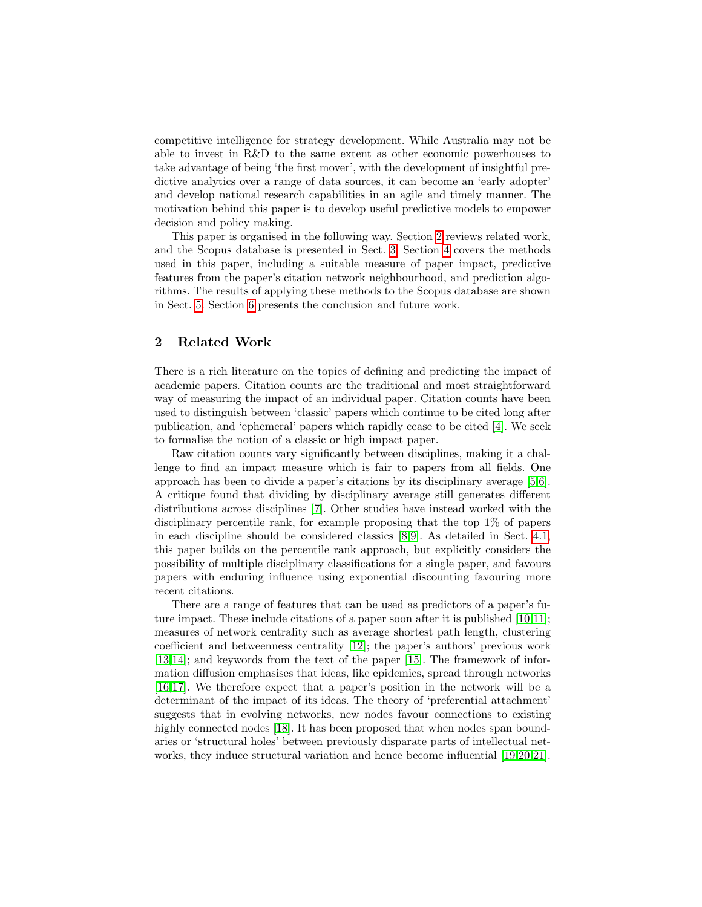competitive intelligence for strategy development. While Australia may not be able to invest in R&D to the same extent as other economic powerhouses to take advantage of being 'the first mover', with the development of insightful predictive analytics over a range of data sources, it can become an 'early adopter' and develop national research capabilities in an agile and timely manner. The motivation behind this paper is to develop useful predictive models to empower decision and policy making.

This paper is organised in the following way. Section 2 reviews related work, and the Scopus database is presented in Sect. 3. Section 4 covers the methods used in this paper, including a suitable measure of paper impact, predictive features from the paper's citation network neighbourhood, and prediction algorithms. The results of applying these methods to the Scopus database are shown in Sect. 5. Section 6 presents the conclusion and future work.

## 2 Related Work

There is a rich literature on the topics of defining and predicting the impact of academic papers. Citation counts are the traditional and most straightforward way of measuring the impact of an individual paper. Citation counts have been used to distinguish between 'classic' papers which continue to be cited long after publication, and 'ephemeral' papers which rapidly cease to be cited [4]. We seek to formalise the notion of a classic or high impact paper.

Raw citation counts vary significantly between disciplines, making it a challenge to find an impact measure which is fair to papers from all fields. One approach has been to divide a paper's citations by its disciplinary average [5,6]. A critique found that dividing by disciplinary average still generates different distributions across disciplines [7]. Other studies have instead worked with the disciplinary percentile rank, for example proposing that the top 1% of papers in each discipline should be considered classics [8,9]. As detailed in Sect. 4.1, this paper builds on the percentile rank approach, but explicitly considers the possibility of multiple disciplinary classifications for a single paper, and favours papers with enduring influence using exponential discounting favouring more recent citations.

There are a range of features that can be used as predictors of a paper's future impact. These include citations of a paper soon after it is published [10,11]; measures of network centrality such as average shortest path length, clustering coefficient and betweenness centrality [12]; the paper's authors' previous work [13,14]; and keywords from the text of the paper [15]. The framework of information diffusion emphasises that ideas, like epidemics, spread through networks [16,17]. We therefore expect that a paper's position in the network will be a determinant of the impact of its ideas. The theory of 'preferential attachment' suggests that in evolving networks, new nodes favour connections to existing highly connected nodes [18]. It has been proposed that when nodes span boundaries or 'structural holes' between previously disparate parts of intellectual networks, they induce structural variation and hence become influential [19,20,21].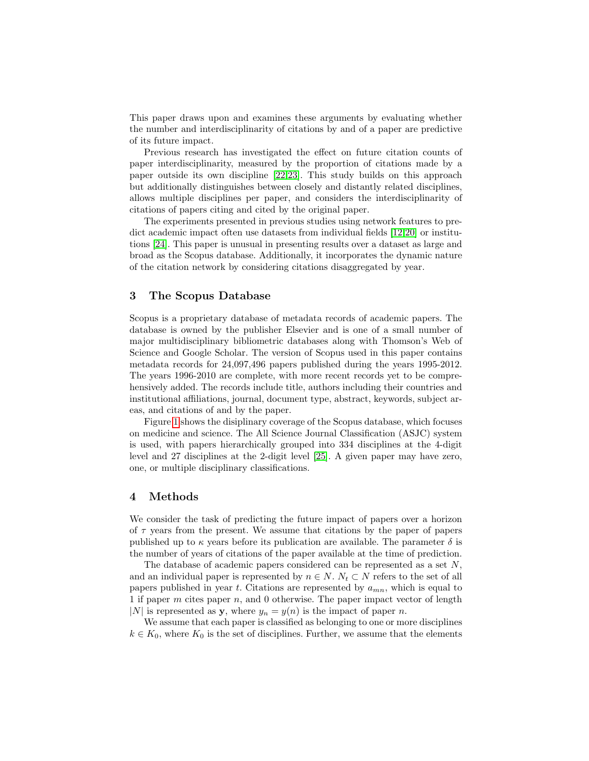This paper draws upon and examines these arguments by evaluating whether the number and interdisciplinarity of citations by and of a paper are predictive of its future impact.

Previous research has investigated the effect on future citation counts of paper interdisciplinarity, measured by the proportion of citations made by a paper outside its own discipline [22,23]. This study builds on this approach but additionally distinguishes between closely and distantly related disciplines, allows multiple disciplines per paper, and considers the interdisciplinarity of citations of papers citing and cited by the original paper.

The experiments presented in previous studies using network features to predict academic impact often use datasets from individual fields [12,20] or institutions [24]. This paper is unusual in presenting results over a dataset as large and broad as the Scopus database. Additionally, it incorporates the dynamic nature of the citation network by considering citations disaggregated by year.

## 3 The Scopus Database

Scopus is a proprietary database of metadata records of academic papers. The database is owned by the publisher Elsevier and is one of a small number of major multidisciplinary bibliometric databases along with Thomson's Web of Science and Google Scholar. The version of Scopus used in this paper contains metadata records for 24,097,496 papers published during the years 1995-2012. The years 1996-2010 are complete, with more recent records yet to be comprehensively added. The records include title, authors including their countries and institutional affiliations, journal, document type, abstract, keywords, subject areas, and citations of and by the paper.

Figure 1 shows the disiplinary coverage of the Scopus database, which focuses on medicine and science. The All Science Journal Classification (ASJC) system is used, with papers hierarchically grouped into 334 disciplines at the 4-digit level and 27 disciplines at the 2-digit level [25]. A given paper may have zero, one, or multiple disciplinary classifications.

## 4 Methods

We consider the task of predicting the future impact of papers over a horizon of $\tau$ years from the present. We assume that citations by the paper of papers published up to $\kappa$ years before its publication are available. The parameter $\delta$ is the number of years of citations of the paper available at the time of prediction.

The database of academic papers considered can be represented as a set $N$, and an individual paper is represented by $n \in N$. $N_t \subset N$ refers to the set of all papers published in year $t$. Citations are represented by $a_{mn}$, which is equal to 1 if paper $m$ cites paper $n$, and 0 otherwise. The paper impact vector of length $|N|$ is represented as $\mathbf{y}$, where $y_n = y(n)$ is the impact of paper $n$.

We assume that each paper is classified as belonging to one or more disciplines $k \in K_0$, where $K_0$ is the set of disciplines. Further, we assume that the elements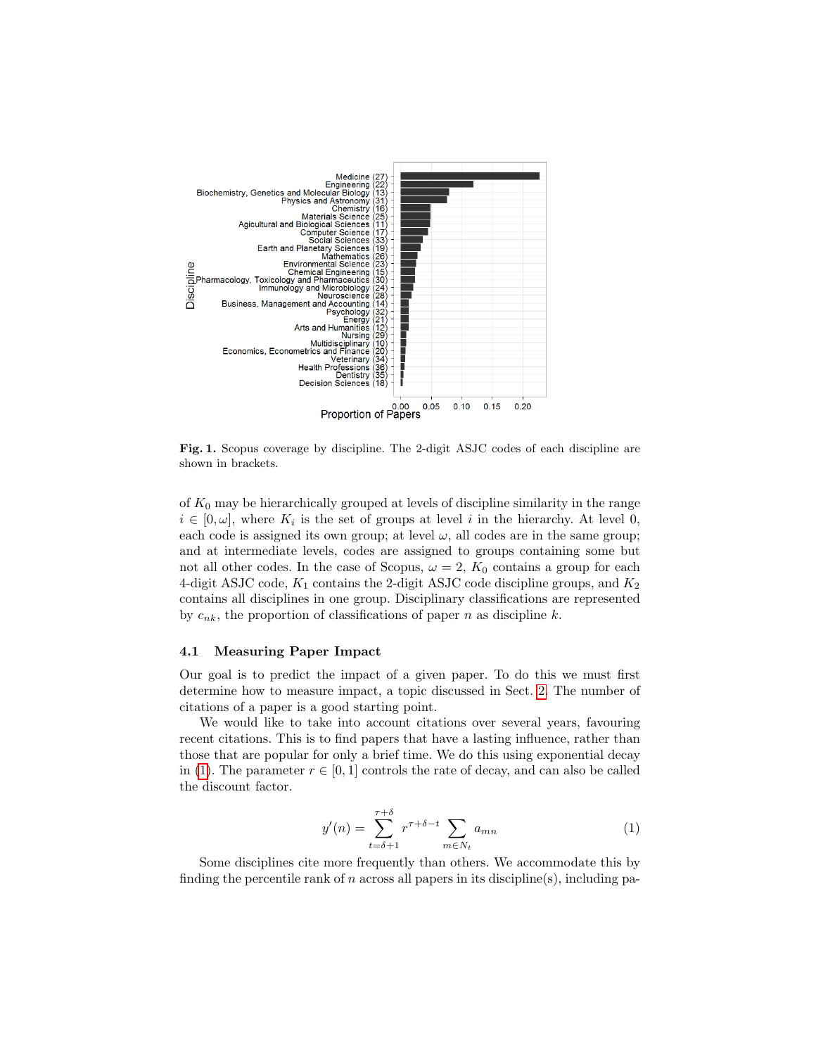**Fig. 1.** Scopus coverage by discipline. The 2-digit ASJC codes of each discipline are shown in brackets.

of $K_0$ may be hierarchically grouped at levels of discipline similarity in the range $i \in [0, \omega]$, where $K_i$ is the set of groups at level $i$ in the hierarchy. At level 0, each code is assigned its own group; at level $\omega$, all codes are in the same group; and at intermediate levels, codes are assigned to groups containing some but not all other codes. In the case of Scopus, $\omega = 2$, $K_0$ contains a group for each 4-digit ASJC code, $K_1$ contains the 2-digit ASJC code discipline groups, and $K_2$ contains all disciplines in one group. Disciplinary classifications are represented by $c_{nk}$, the proportion of classifications of paper $n$ as discipline $k$.

### 4.1 Measuring Paper Impact

Our goal is to predict the impact of a given paper. To do this we must first determine how to measure impact, a topic discussed in Sect. 2. The number of citations of a paper is a good starting point.

We would like to take into account citations over several years, favouring recent citations. This is to find papers that have a lasting influence, rather than those that are popular for only a brief time. We do this using exponential decay in (1). The parameter $r \in [0, 1]$ controls the rate of decay, and can also be called the discount factor.

$$y'(n) = \sum_{t=\delta+1}^{\tau+\delta} r^{\tau+\delta-t} \sum_{m \in N_t} a_{mn} \tag{1}$$

Some disciplines cite more frequently than others. We accommodate this by finding the percentile rank of $n$ across all papers in its discipline(s), including pa-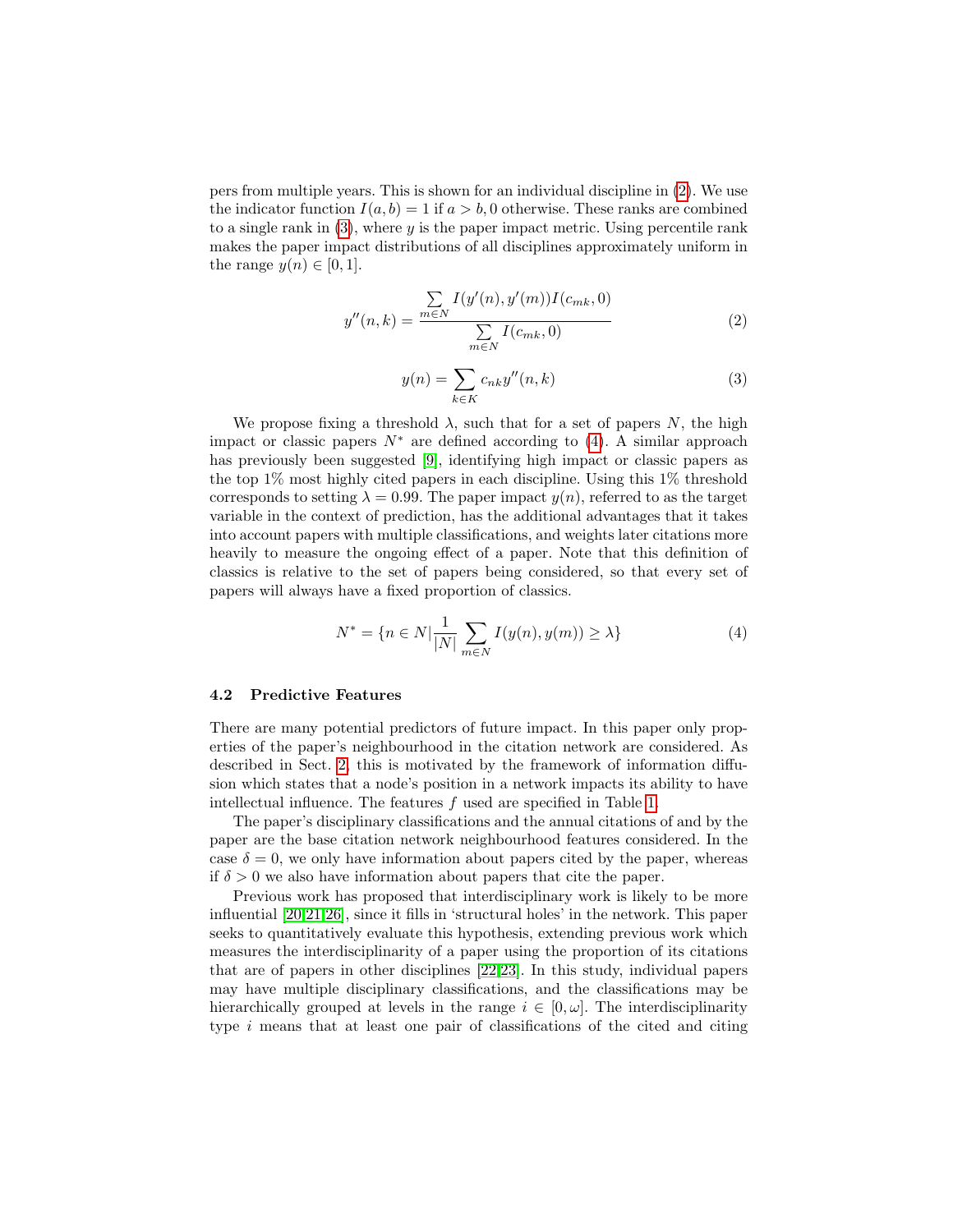pers from multiple years. This is shown for an individual discipline in (2). We use the indicator function $I(a, b) = 1$ if $a > b, 0$ otherwise. These ranks are combined to a single rank in (3), where $y$ is the paper impact metric. Using percentile rank makes the paper impact distributions of all disciplines approximately uniform in the range $y(n) \in [0, 1]$.

$$y''(n,k) = \frac{\sum\limits_{m \in N} I(y'(n), y'(m)) I(c_{mk}, 0)}{\sum\limits_{m \in N} I(c_{mk}, 0)} \tag{2}$$

$$y(n) = \sum_{k \in K} c_{nk} y''(n,k) \tag{3}$$

We propose fixing a threshold $\lambda$, such that for a set of papers $N$, the high impact or classic papers $N^*$ are defined according to (4). A similar approach has previously been suggested [9], identifying high impact or classic papers as the top 1% most highly cited papers in each discipline. Using this 1% threshold corresponds to setting $\lambda = 0.99$. The paper impact $y(n)$, referred to as the target variable in the context of prediction, has the additional advantages that it takes into account papers with multiple classifications, and weights later citations more heavily to measure the ongoing effect of a paper. Note that this definition of classics is relative to the set of papers being considered, so that every set of papers will always have a fixed proportion of classics.

$$N^* = \{n \in N | \frac{1}{|N|} \sum_{m \in N} I(y(n), y(m)) \geq \lambda\} \tag{4}$$

### 4.2 Predictive Features

There are many potential predictors of future impact. In this paper only properties of the paper's neighbourhood in the citation network are considered. As described in Sect. 2, this is motivated by the framework of information diffusion which states that a node's position in a network impacts its ability to have intellectual influence. The features $f$ used are specified in Table 1.

The paper's disciplinary classifications and the annual citations of and by the paper are the base citation network neighbourhood features considered. In the case $\delta = 0$, we only have information about papers cited by the paper, whereas if $\delta > 0$ we also have information about papers that cite the paper.

Previous work has proposed that interdisciplinary work is likely to be more influential [20,21,26], since it fills in 'structural holes' in the network. This paper seeks to quantitatively evaluate this hypothesis, extending previous work which measures the interdisciplinarity of a paper using the proportion of its citations that are of papers in other disciplines [22,23]. In this study, individual papers may have multiple disciplinary classifications, and the classifications may be hierarchically grouped at levels in the range $i \in [0, \omega]$. The interdisciplinarity type $i$ means that at least one pair of classifications of the cited and citing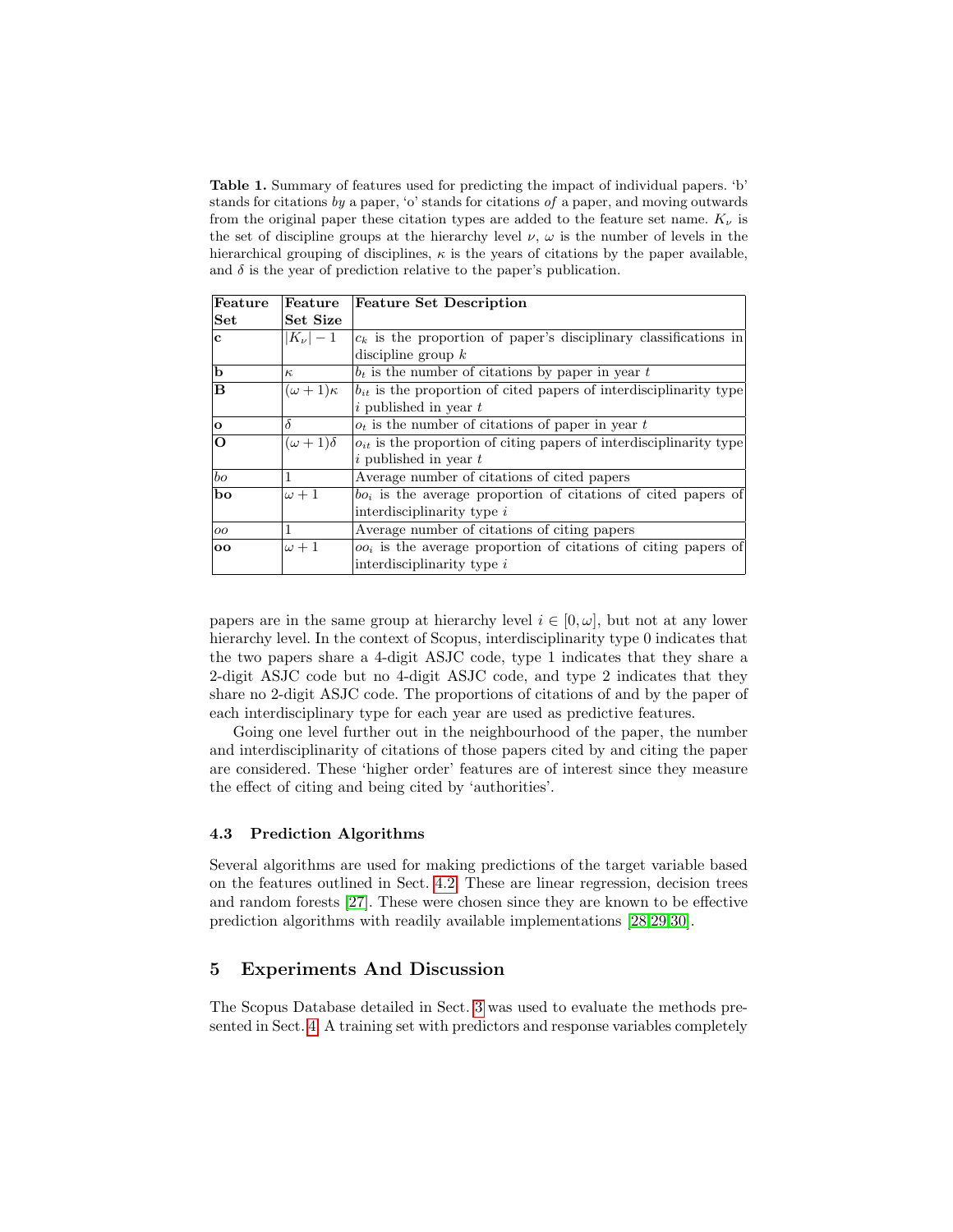**Table 1.** Summary of features used for predicting the impact of individual papers. 'b' stands for citations *by* a paper, 'o' stands for citations *of* a paper, and moving outwards from the original paper these citation types are added to the feature set name. $K_\nu$ is the set of discipline groups at the hierarchy level $\nu$, $\omega$ is the number of levels in the hierarchical grouping of disciplines, $\kappa$ is the years of citations by the paper available, and $\delta$ is the year of prediction relative to the paper's publication.

| Feature Set | Feature Set Size | Feature Set Description |
|---|---|---|
| **c** | $\lvert K_\nu \rvert - 1$ | $c_k$ is the proportion of paper's disciplinary classifications in discipline group $k$ |
| **b** | $\kappa$ | $b_t$ is the number of citations by paper in year $t$ |
| **B** | $(\omega+1)\kappa$ | $b_{it}$ is the proportion of cited papers of interdisciplinarity type $i$ published in year $t$ |
| **o** | $\delta$ | $o_t$ is the number of citations of paper in year $t$ |
| **O** | $(\omega+1)\delta$ | $o_{it}$ is the proportion of citing papers of interdisciplinarity type $i$ published in year $t$ |
| *bo* | 1 | Average number of citations of cited papers |
| **bo** | $\omega+1$ | $bo_i$ is the average proportion of citations of cited papers of interdisciplinarity type $i$ |
| *oo* | 1 | Average number of citations of citing papers |
| **oo** | $\omega+1$ | $oo_i$ is the average proportion of citations of citing papers of interdisciplinarity type $i$ |

papers are in the same group at hierarchy level $i \in [0, \omega]$, but not at any lower hierarchy level. In the context of Scopus, interdisciplinarity type 0 indicates that the two papers share a 4-digit ASJC code, type 1 indicates that they share a 2-digit ASJC code but no 4-digit ASJC code, and type 2 indicates that they share no 2-digit ASJC code. The proportions of citations of and by the paper of each interdisciplinary type for each year are used as predictive features.

Going one level further out in the neighbourhood of the paper, the number and interdisciplinarity of citations of those papers cited by and citing the paper are considered. These 'higher order' features are of interest since they measure the effect of citing and being cited by 'authorities'.

### 4.3 Prediction Algorithms

Several algorithms are used for making predictions of the target variable based on the features outlined in Sect. 4.2. These are linear regression, decision trees and random forests [27]. These were chosen since they are known to be effective prediction algorithms with readily available implementations [28,29,30].

## 5 Experiments And Discussion

The Scopus Database detailed in Sect. 3 was used to evaluate the methods presented in Sect. 4. A training set with predictors and response variables completely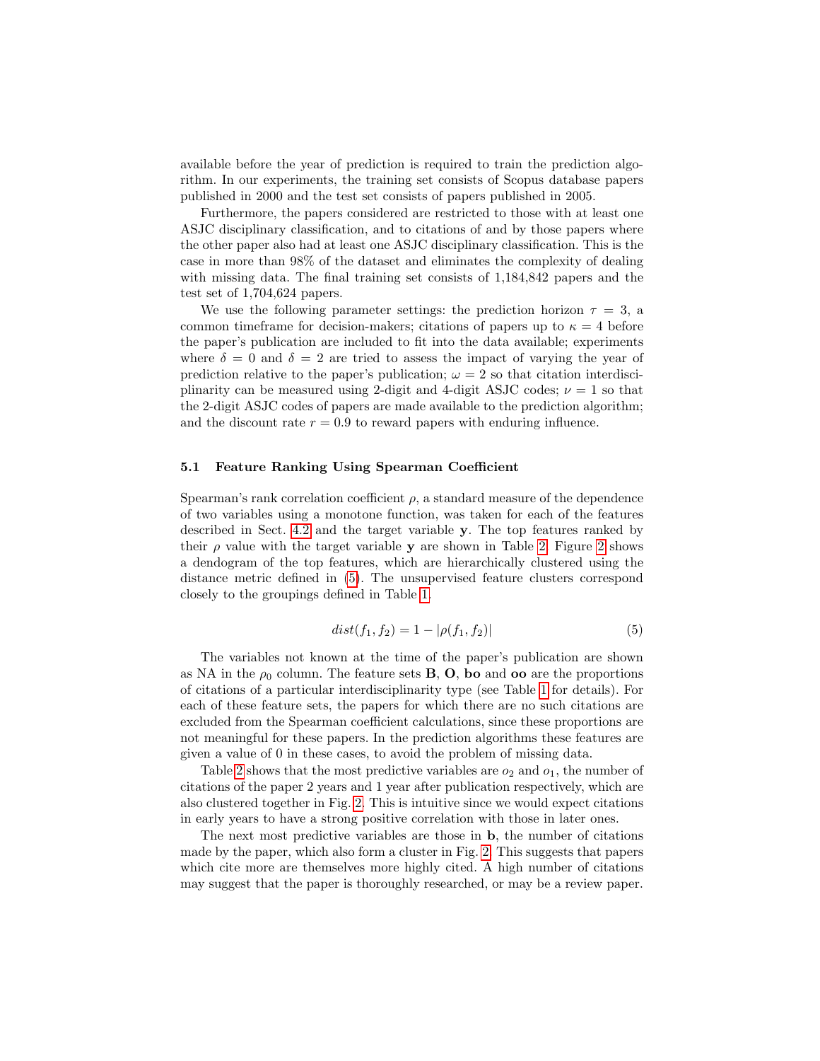available before the year of prediction is required to train the prediction algorithm. In our experiments, the training set consists of Scopus database papers published in 2000 and the test set consists of papers published in 2005.

Furthermore, the papers considered are restricted to those with at least one ASJC disciplinary classification, and to citations of and by those papers where the other paper also had at least one ASJC disciplinary classification. This is the case in more than 98% of the dataset and eliminates the complexity of dealing with missing data. The final training set consists of 1,184,842 papers and the test set of 1,704,624 papers.

We use the following parameter settings: the prediction horizon $\tau = 3$, a common timeframe for decision-makers; citations of papers up to $\kappa = 4$ before the paper's publication are included to fit into the data available; experiments where $\delta = 0$ and $\delta = 2$ are tried to assess the impact of varying the year of prediction relative to the paper's publication; $\omega = 2$ so that citation interdisciplinarity can be measured using 2-digit and 4-digit ASJC codes; $\nu = 1$ so that the 2-digit ASJC codes of papers are made available to the prediction algorithm; and the discount rate $r = 0.9$ to reward papers with enduring influence.

### 5.1 Feature Ranking Using Spearman Coefficient

Spearman's rank correlation coefficient $\rho$, a standard measure of the dependence of two variables using a monotone function, was taken for each of the features described in Sect. 4.2 and the target variable $\mathbf{y}$. The top features ranked by their $\rho$ value with the target variable $\mathbf{y}$ are shown in Table 2. Figure 2 shows a dendogram of the top features, which are hierarchically clustered using the distance metric defined in (5). The unsupervised feature clusters correspond closely to the groupings defined in Table 1.

$$dist(f_1, f_2) = 1 - |\rho(f_1, f_2)| \tag{5}$$

The variables not known at the time of the paper's publication are shown as NA in the $\rho_0$ column. The feature sets $\mathbf{B}$, $\mathbf{O}$, $\mathbf{bo}$ and $\mathbf{oo}$ are the proportions of citations of a particular interdisciplinarity type (see Table 1 for details). For each of these feature sets, the papers for which there are no such citations are excluded from the Spearman coefficient calculations, since these proportions are not meaningful for these papers. In the prediction algorithms these features are given a value of 0 in these cases, to avoid the problem of missing data.

Table 2 shows that the most predictive variables are $o_2$ and $o_1$, the number of citations of the paper 2 years and 1 year after publication respectively, which are also clustered together in Fig. 2. This is intuitive since we would expect citations in early years to have a strong positive correlation with those in later ones.

The next most predictive variables are those in $\mathbf{b}$, the number of citations made by the paper, which also form a cluster in Fig. 2. This suggests that papers which cite more are themselves more highly cited. A high number of citations may suggest that the paper is thoroughly researched, or may be a review paper.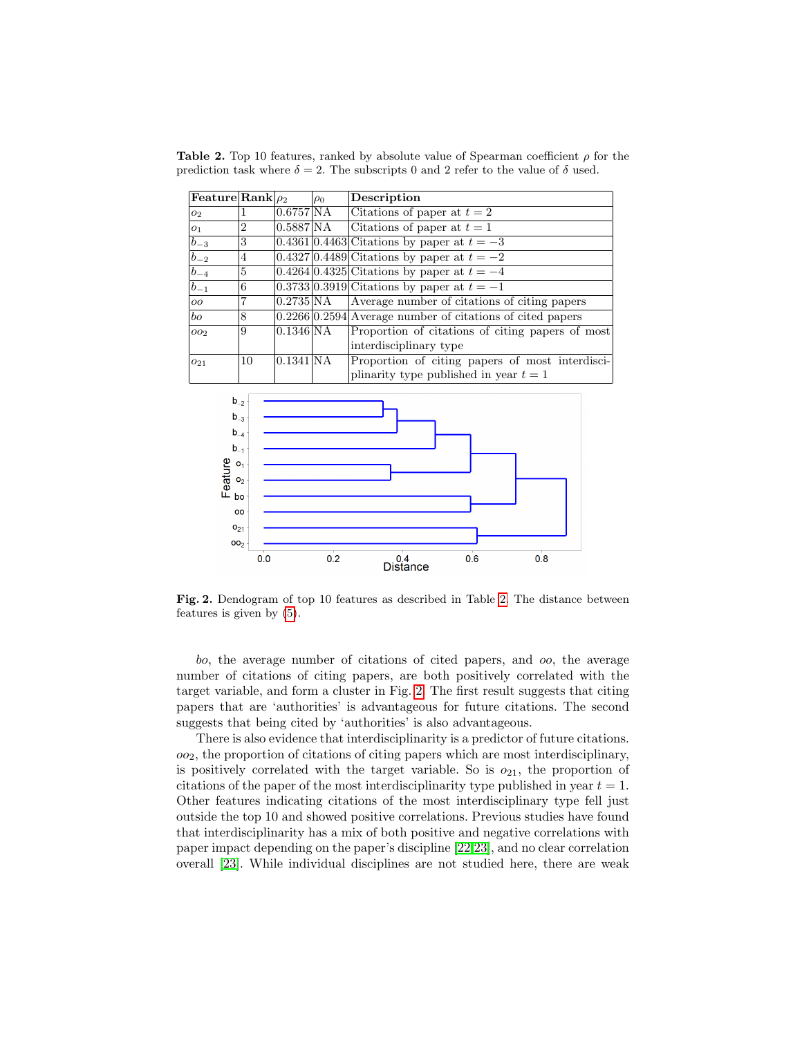**Table 2.** Top 10 features, ranked by absolute value of Spearman coefficient $\rho$ for the prediction task where $\delta = 2$. The subscripts 0 and 2 refer to the value of $\delta$ used.

| Feature | Rank | $\rho_2$ | $\rho_0$ | Description |
|---|---|---|---|---|
| $o_2$ | 1 | 0.6757 | NA | Citations of paper at $t = 2$ |
| $o_1$ | 2 | 0.5887 | NA | Citations of paper at $t = 1$ |
| $b_{-3}$ | 3 | 0.4361 | 0.4463 | Citations by paper at $t = -3$ |
| $b_{-2}$ | 4 | 0.4327 | 0.4489 | Citations by paper at $t = -2$ |
| $b_{-4}$ | 5 | 0.4264 | 0.4325 | Citations by paper at $t = -4$ |
| $b_{-1}$ | 6 | 0.3733 | 0.3919 | Citations by paper at $t = -1$ |
| $oo$ | 7 | 0.2735 | NA | Average number of citations of citing papers |
| $bo$ | 8 | 0.2266 | 0.2594 | Average number of citations of cited papers |
| $oo_2$ | 9 | 0.1346 | NA | Proportion of citations of citing papers of most interdisciplinary type |
| $o_{21}$ | 10 | 0.1341 | NA | Proportion of citing papers of most interdisciplinarity type published in year $t = 1$ |

**Fig. 2.** Dendogram of top 10 features as described in Table 2. The distance between features is given by (5).

$bo$, the average number of citations of cited papers, and $oo$, the average number of citations of citing papers, are both positively correlated with the target variable, and form a cluster in Fig. 2. The first result suggests that citing papers that are 'authorities' is advantageous for future citations. The second suggests that being cited by 'authorities' is also advantageous.

There is also evidence that interdisciplinarity is a predictor of future citations. $oo_2$, the proportion of citations of citing papers which are most interdisciplinary, is positively correlated with the target variable. So is $o_{21}$, the proportion of citations of the paper of the most interdisciplinarity type published in year $t = 1$. Other features indicating citations of the most interdisciplinary type fell just outside the top 10 and showed positive correlations. Previous studies have found that interdisciplinarity has a mix of both positive and negative correlations with paper impact depending on the paper's discipline [22,23], and no clear correlation overall [23]. While individual disciplines are not studied here, there are weak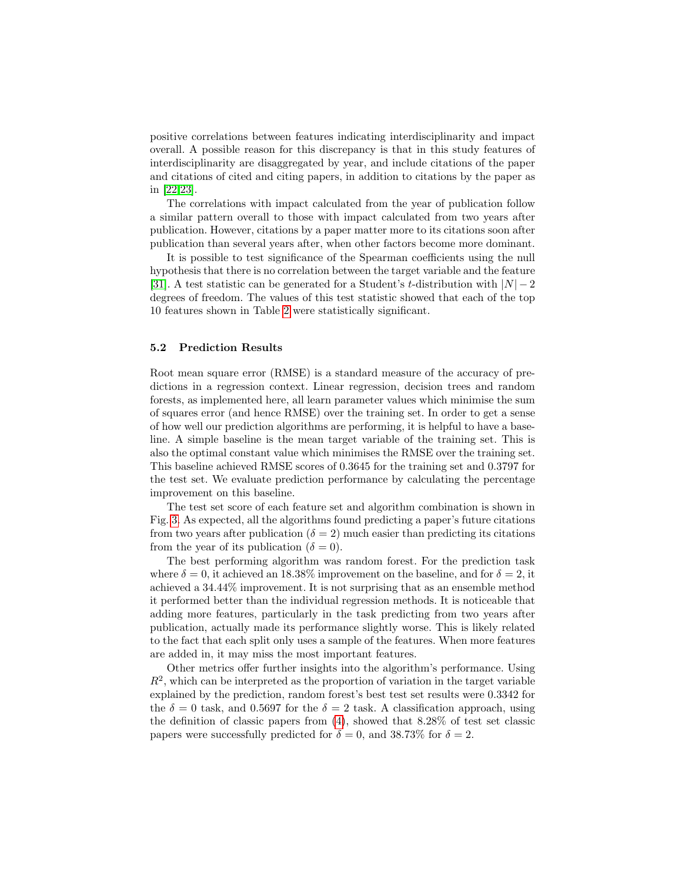positive correlations between features indicating interdisciplinarity and impact overall. A possible reason for this discrepancy is that in this study features of interdisciplinarity are disaggregated by year, and include citations of the paper and citations of cited and citing papers, in addition to citations by the paper as in [22,23].

The correlations with impact calculated from the year of publication follow a similar pattern overall to those with impact calculated from two years after publication. However, citations by a paper matter more to its citations soon after publication than several years after, when other factors become more dominant.

It is possible to test significance of the Spearman coefficients using the null hypothesis that there is no correlation between the target variable and the feature [31]. A test statistic can be generated for a Student's $t$-distribution with $|N| - 2$ degrees of freedom. The values of this test statistic showed that each of the top 10 features shown in Table 2 were statistically significant.

### 5.2 Prediction Results

Root mean square error (RMSE) is a standard measure of the accuracy of predictions in a regression context. Linear regression, decision trees and random forests, as implemented here, all learn parameter values which minimise the sum of squares error (and hence RMSE) over the training set. In order to get a sense of how well our prediction algorithms are performing, it is helpful to have a baseline. A simple baseline is the mean target variable of the training set. This is also the optimal constant value which minimises the RMSE over the training set. This baseline achieved RMSE scores of 0.3645 for the training set and 0.3797 for the test set. We evaluate prediction performance by calculating the percentage improvement on this baseline.

The test set score of each feature set and algorithm combination is shown in Fig. 3. As expected, all the algorithms found predicting a paper's future citations from two years after publication ($\delta = 2$) much easier than predicting its citations from the year of its publication ($\delta = 0$).

The best performing algorithm was random forest. For the prediction task where $\delta = 0$, it achieved an 18.38% improvement on the baseline, and for $\delta = 2$, it achieved a 34.44% improvement. It is not surprising that as an ensemble method it performed better than the individual regression methods. It is noticeable that adding more features, particularly in the task predicting from two years after publication, actually made its performance slightly worse. This is likely related to the fact that each split only uses a sample of the features. When more features are added in, it may miss the most important features.

Other metrics offer further insights into the algorithm's performance. Using $R^2$, which can be interpreted as the proportion of variation in the target variable explained by the prediction, random forest's best test set results were 0.3342 for the $\delta = 0$ task, and 0.5697 for the $\delta = 2$ task. A classification approach, using the definition of classic papers from (4), showed that 8.28% of test set classic papers were successfully predicted for $\delta = 0$, and 38.73% for $\delta = 2$.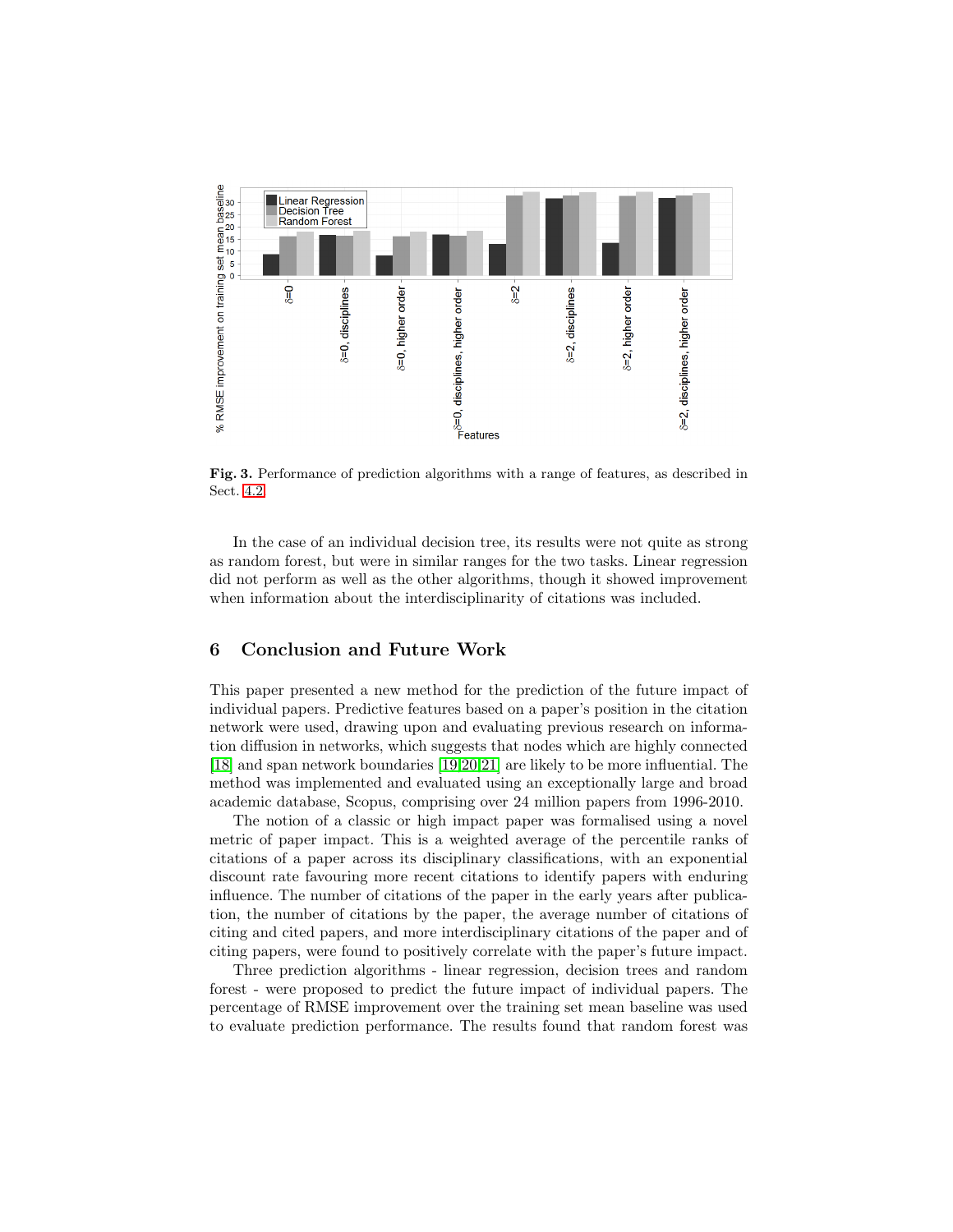**Fig. 3.** Performance of prediction algorithms with a range of features, as described in Sect. 4.2

In the case of an individual decision tree, its results were not quite as strong as random forest, but were in similar ranges for the two tasks. Linear regression did not perform as well as the other algorithms, though it showed improvement when information about the interdisciplinarity of citations was included.

## 6 Conclusion and Future Work

This paper presented a new method for the prediction of the future impact of individual papers. Predictive features based on a paper's position in the citation network were used, drawing upon and evaluating previous research on information diffusion in networks, which suggests that nodes which are highly connected [18] and span network boundaries [19,20,21] are likely to be more influential. The method was implemented and evaluated using an exceptionally large and broad academic database, Scopus, comprising over 24 million papers from 1996-2010.

The notion of a classic or high impact paper was formalised using a novel metric of paper impact. This is a weighted average of the percentile ranks of citations of a paper across its disciplinary classifications, with an exponential discount rate favouring more recent citations to identify papers with enduring influence. The number of citations of the paper in the early years after publication, the number of citations by the paper, the average number of citations of citing and cited papers, and more interdisciplinary citations of the paper and of citing papers, were found to positively correlate with the paper's future impact.

Three prediction algorithms - linear regression, decision trees and random forest - were proposed to predict the future impact of individual papers. The percentage of RMSE improvement over the training set mean baseline was used to evaluate prediction performance. The results found that random forest was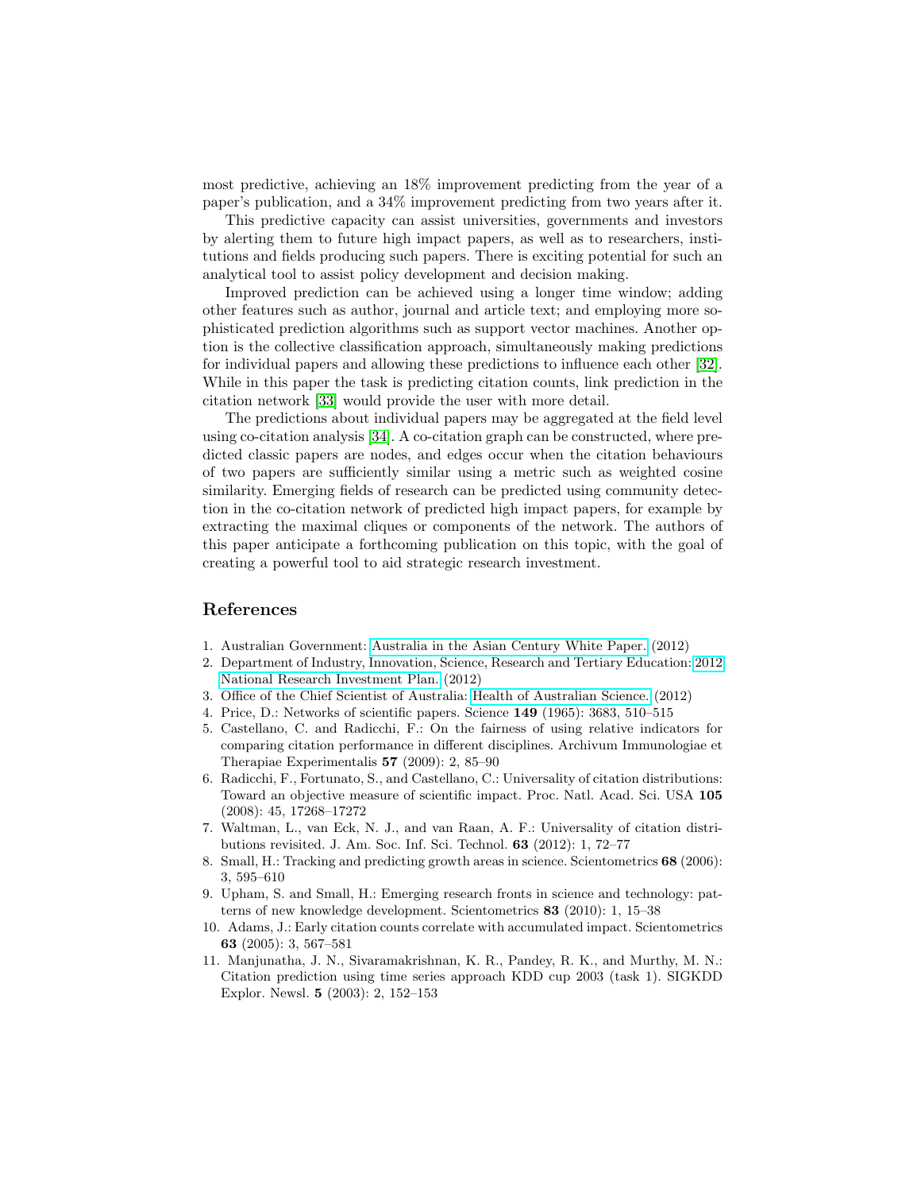most predictive, achieving an 18% improvement predicting from the year of a paper's publication, and a 34% improvement predicting from two years after it.

This predictive capacity can assist universities, governments and investors by alerting them to future high impact papers, as well as to researchers, institutions and fields producing such papers. There is exciting potential for such an analytical tool to assist policy development and decision making.

Improved prediction can be achieved using a longer time window; adding other features such as author, journal and article text; and employing more sophisticated prediction algorithms such as support vector machines. Another option is the collective classification approach, simultaneously making predictions for individual papers and allowing these predictions to influence each other [32]. While in this paper the task is predicting citation counts, link prediction in the citation network [33] would provide the user with more detail.

The predictions about individual papers may be aggregated at the field level using co-citation analysis [34]. A co-citation graph can be constructed, where predicted classic papers are nodes, and edges occur when the citation behaviours of two papers are sufficiently similar using a metric such as weighted cosine similarity. Emerging fields of research can be predicted using community detection in the co-citation network of predicted high impact papers, for example by extracting the maximal cliques or components of the network. The authors of this paper anticipate a forthcoming publication on this topic, with the goal of creating a powerful tool to aid strategic research investment.

## References

1. Australian Government: Australia in the Asian Century White Paper. (2012)
2. Department of Industry, Innovation, Science, Research and Tertiary Education: 2012 National Research Investment Plan. (2012)
3. Office of the Chief Scientist of Australia: Health of Australian Science. (2012)
4. Price, D.: Networks of scientific papers. Science **149** (1965): 3683, 510–515
5. Castellano, C. and Radicchi, F.: On the fairness of using relative indicators for comparing citation performance in different disciplines. Archivum Immunologiae et Therapiae Experimentalis **57** (2009): 2, 85–90
6. Radicchi, F., Fortunato, S., and Castellano, C.: Universality of citation distributions: Toward an objective measure of scientific impact. Proc. Natl. Acad. Sci. USA **105** (2008): 45, 17268–17272
7. Waltman, L., van Eck, N. J., and van Raan, A. F.: Universality of citation distributions revisited. J. Am. Soc. Inf. Sci. Technol. **63** (2012): 1, 72–77
8. Small, H.: Tracking and predicting growth areas in science. Scientometrics **68** (2006): 3, 595–610
9. Upham, S. and Small, H.: Emerging research fronts in science and technology: patterns of new knowledge development. Scientometrics **83** (2010): 1, 15–38
10. Adams, J.: Early citation counts correlate with accumulated impact. Scientometrics **63** (2005): 3, 567–581
11. Manjunatha, J. N., Sivaramakrishnan, K. R., Pandey, R. K., and Murthy, M. N.: Citation prediction using time series approach KDD cup 2003 (task 1). SIGKDD Explor. Newsl. **5** (2003): 2, 152–153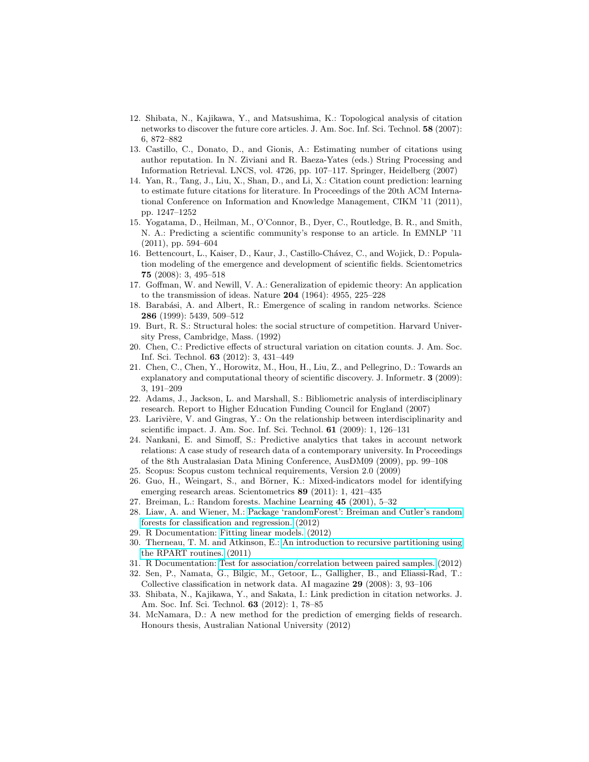12. Shibata, N., Kajikawa, Y., and Matsushima, K.: Topological analysis of citation networks to discover the future core articles. J. Am. Soc. Inf. Sci. Technol. **58** (2007): 6, 872–882
13. Castillo, C., Donato, D., and Gionis, A.: Estimating number of citations using author reputation. In N. Ziviani and R. Baeza-Yates (eds.) String Processing and Information Retrieval. LNCS, vol. 4726, pp. 107–117. Springer, Heidelberg (2007)
14. Yan, R., Tang, J., Liu, X., Shan, D., and Li, X.: Citation count prediction: learning to estimate future citations for literature. In Proceedings of the 20th ACM International Conference on Information and Knowledge Management, CIKM '11 (2011), pp. 1247–1252
15. Yogatama, D., Heilman, M., O'Connor, B., Dyer, C., Routledge, B. R., and Smith, N. A.: Predicting a scientific community's response to an article. In EMNLP '11 (2011), pp. 594–604
16. Bettencourt, L., Kaiser, D., Kaur, J., Castillo-Chávez, C., and Wojick, D.: Population modeling of the emergence and development of scientific fields. Scientometrics **75** (2008): 3, 495–518
17. Goffman, W. and Newill, V. A.: Generalization of epidemic theory: An application to the transmission of ideas. Nature **204** (1964): 4955, 225–228
18. Barabási, A. and Albert, R.: Emergence of scaling in random networks. Science **286** (1999): 5439, 509–512
19. Burt, R. S.: Structural holes: the social structure of competition. Harvard University Press, Cambridge, Mass. (1992)
20. Chen, C.: Predictive effects of structural variation on citation counts. J. Am. Soc. Inf. Sci. Technol. **63** (2012): 3, 431–449
21. Chen, C., Chen, Y., Horowitz, M., Hou, H., Liu, Z., and Pellegrino, D.: Towards an explanatory and computational theory of scientific discovery. J. Informetr. **3** (2009): 3, 191–209
22. Adams, J., Jackson, L. and Marshall, S.: Bibliometric analysis of interdisciplinary research. Report to Higher Education Funding Council for England (2007)
23. Larivière, V. and Gingras, Y.: On the relationship between interdisciplinarity and scientific impact. J. Am. Soc. Inf. Sci. Technol. **61** (2009): 1, 126–131
24. Nankani, E. and Simoff, S.: Predictive analytics that takes in account network relations: A case study of research data of a contemporary university. In Proceedings of the 8th Australasian Data Mining Conference, AusDM09 (2009), pp. 99–108
25. Scopus: Scopus custom technical requirements, Version 2.0 (2009)
26. Guo, H., Weingart, S., and Börner, K.: Mixed-indicators model for identifying emerging research areas. Scientometrics **89** (2011): 1, 421–435
27. Breiman, L.: Random forests. Machine Learning **45** (2001), 5–32
28. Liaw, A. and Wiener, M.: Package 'randomForest': Breiman and Cutler's random forests for classification and regression. (2012)
29. R Documentation: Fitting linear models. (2012)
30. Therneau, T. M. and Atkinson, E.: An introduction to recursive partitioning using the RPART routines. (2011)
31. R Documentation: Test for association/correlation between paired samples. (2012)
32. Sen, P., Namata, G., Bilgic, M., Getoor, L., Galligher, B., and Eliassi-Rad, T.: Collective classification in network data. AI magazine **29** (2008): 3, 93–106
33. Shibata, N., Kajikawa, Y., and Sakata, I.: Link prediction in citation networks. J. Am. Soc. Inf. Sci. Technol. **63** (2012): 1, 78–85
34. McNamara, D.: A new method for the prediction of emerging fields of research. Honours thesis, Australian National University (2012)